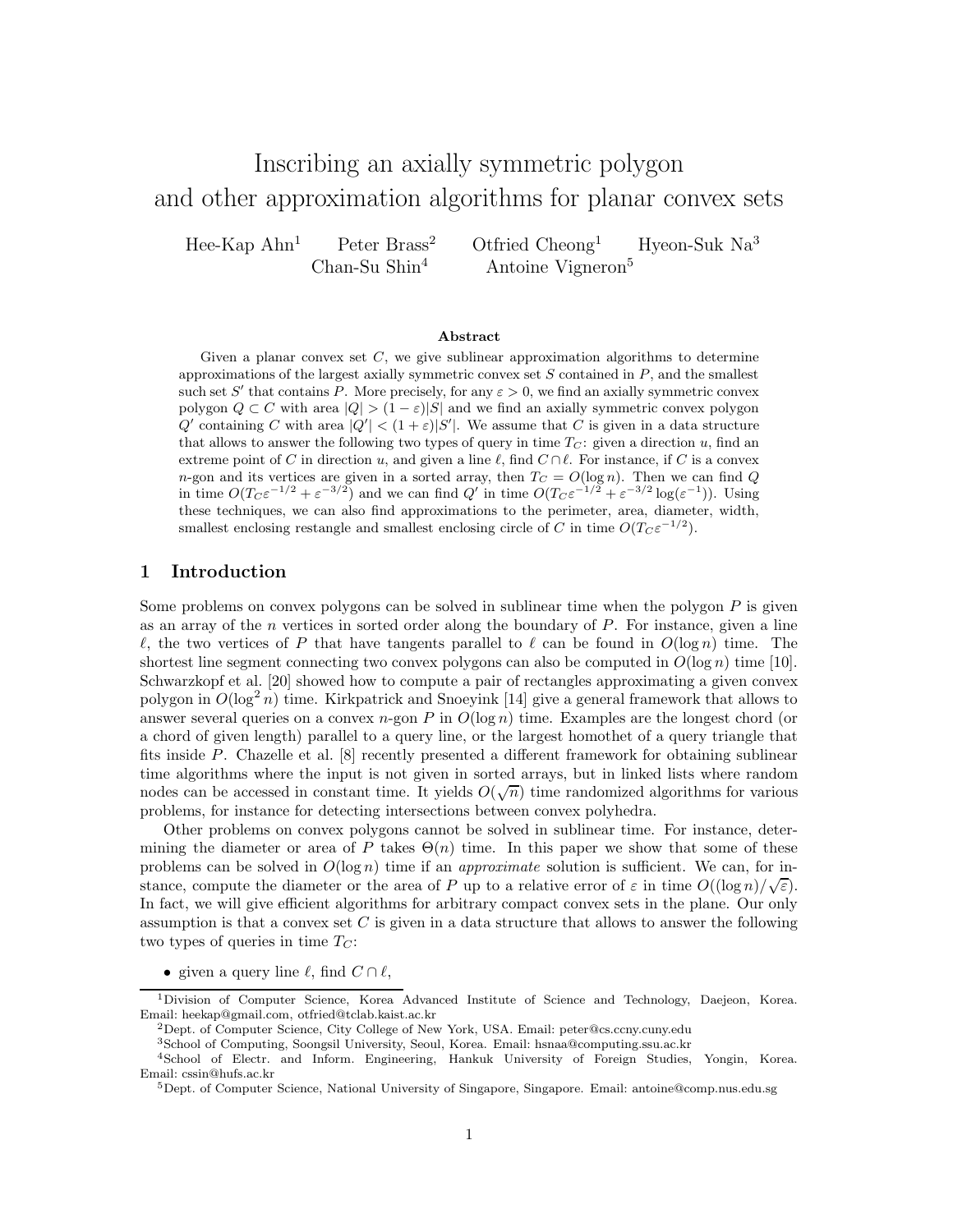# Inscribing an axially symmetric polygon and other approximation algorithms for planar convex sets

Hee-Kap Ahn[1] Peter Brass[2] Otfried Cheong[1] Hyeon-Suk Na[3] Chan-Su Shin[4] Antoine Vigneron[5]

### Abstract

Given a planar convex set $C$, we give sublinear approximation algorithms to determine approximations of the largest axially symmetric convex set $S$ contained in $P$, and the smallest such set $S'$ that contains $P$. More precisely, for any $\varepsilon > 0$, we find an axially symmetric convex polygon $Q \subset C$ with area $|Q| > (1 - \varepsilon)|S|$ and we find an axially symmetric convex polygon $Q'$ containing $C$ with area $|Q'| < (1 + \varepsilon)|S'|$. We assume that $C$ is given in a data structure that allows to answer the following two types of query in time $T_C$: given a direction $u$, find an extreme point of $C$ in direction $u$, and given a line $\ell$, find $C \cap \ell$. For instance, if $C$ is a convex $n$-gon and its vertices are given in a sorted array, then $T_C = O(\log n)$. Then we can find $Q$ in time $O(T_C \varepsilon^{-1/2} + \varepsilon^{-3/2})$ and we can find $Q'$ in time $O(T_C \varepsilon^{-1/2} + \varepsilon^{-3/2} \log(\varepsilon^{-1}))$. Using these techniques, we can also find approximations to the perimeter, area, diameter, width, smallest enclosing restangle and smallest enclosing circle of $C$ in time $O(T_C \varepsilon^{-1/2})$.

## 1 Introduction

Some problems on convex polygons can be solved in sublinear time when the polygon $P$ is given as an array of the $n$ vertices in sorted order along the boundary of $P$. For instance, given a line $\ell$, the two vertices of $P$ that have tangents parallel to $\ell$ can be found in $O(\log n)$ time. The shortest line segment connecting two convex polygons can also be computed in $O(\log n)$ time [10]. Schwarzkopf et al. [20] showed how to compute a pair of rectangles approximating a given convex polygon in $O(\log^2 n)$ time. Kirkpatrick and Snoeyink [14] give a general framework that allows to answer several queries on a convex $n$-gon $P$ in $O(\log n)$ time. Examples are the longest chord (or a chord of given length) parallel to a query line, or the largest homothet of a query triangle that fits inside $P$. Chazelle et al. [8] recently presented a different framework for obtaining sublinear time algorithms where the input is not given in sorted arrays, but in linked lists where random nodes can be accessed in constant time. It yields $O(\sqrt{n})$ time randomized algorithms for various problems, for instance for detecting intersections between convex polyhedra.

Other problems on convex polygons cannot be solved in sublinear time. For instance, determining the diameter or area of $P$ takes $\Theta(n)$ time. In this paper we show that some of these problems can be solved in $O(\log n)$ time if an *approximate* solution is sufficient. We can, for instance, compute the diameter or the area of $P$ up to a relative error of $\varepsilon$ in time $O((\log n)/\sqrt{\varepsilon})$. In fact, we will give efficient algorithms for arbitrary compact convex sets in the plane. Our only assumption is that a convex set $C$ is given in a data structure that allows to answer the following two types of queries in time $T_C$:

- given a query line $\ell$, find $C \cap \ell$,

[1]Division of Computer Science, Korea Advanced Institute of Science and Technology, Daejeon, Korea. Email: heekap@gmail.com, otfried@tclab.kaist.ac.kr

[2]Dept. of Computer Science, City College of New York, USA. Email: peter@cs.ccny.cuny.edu

[3]School of Computing, Soongsil University, Seoul, Korea. Email: hsnaa@computing.ssu.ac.kr

[4]School of Electr. and Inform. Engineering, Hankuk University of Foreign Studies, Yongin, Korea. Email: cssin@hufs.ac.kr

[5]Dept. of Computer Science, National University of Singapore, Singapore. Email: antoine@comp.nus.edu.sg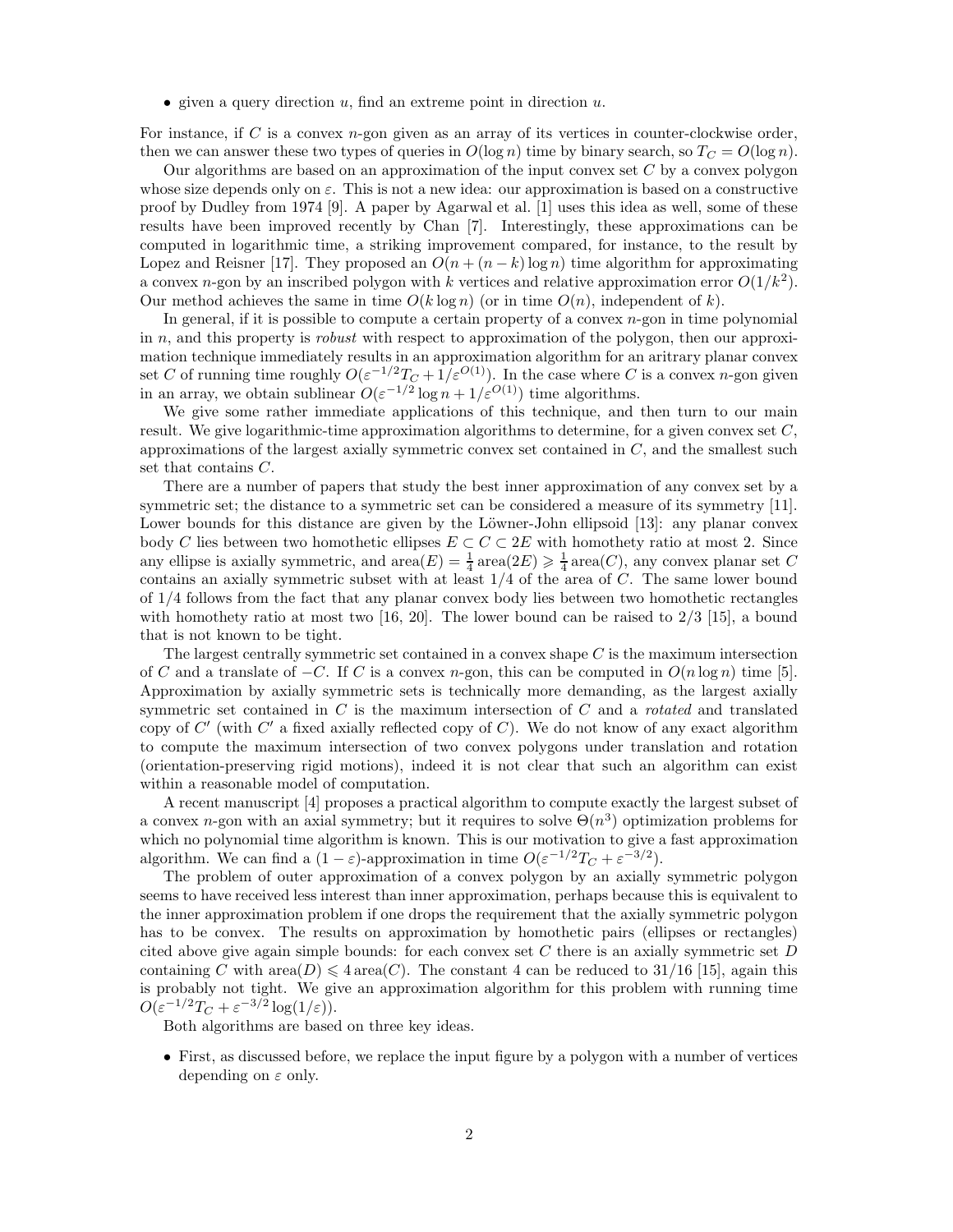- given a query direction $u$, find an extreme point in direction $u$.

For instance, if $C$ is a convex $n$-gon given as an array of its vertices in counter-clockwise order, then we can answer these two types of queries in $O(\log n)$ time by binary search, so $T_C = O(\log n)$.

Our algorithms are based on an approximation of the input convex set $C$ by a convex polygon whose size depends only on $\varepsilon$. This is not a new idea: our approximation is based on a constructive proof by Dudley from 1974 [9]. A paper by Agarwal et al. [1] uses this idea as well, some of these results have been improved recently by Chan [7]. Interestingly, these approximations can be computed in logarithmic time, a striking improvement compared, for instance, to the result by Lopez and Reisner [17]. They proposed an $O(n + (n-k)\log n)$ time algorithm for approximating a convex $n$-gon by an inscribed polygon with $k$ vertices and relative approximation error $O(1/k^2)$. Our method achieves the same in time $O(k \log n)$ (or in time $O(n)$, independent of $k$).

In general, if it is possible to compute a certain property of a convex $n$-gon in time polynomial in $n$, and this property is *robust* with respect to approximation of the polygon, then our approximation technique immediately results in an approximation algorithm for an aritrary planar convex set $C$ of running time roughly $O(\varepsilon^{-1/2} T_C + 1/\varepsilon^{O(1)})$. In the case where $C$ is a convex $n$-gon given in an array, we obtain sublinear $O(\varepsilon^{-1/2} \log n + 1/\varepsilon^{O(1)})$ time algorithms.

We give some rather immediate applications of this technique, and then turn to our main result. We give logarithmic-time approximation algorithms to determine, for a given convex set $C$, approximations of the largest axially symmetric convex set contained in $C$, and the smallest such set that contains $C$.

There are a number of papers that study the best inner approximation of any convex set by a symmetric set; the distance to a symmetric set can be considered a measure of its symmetry [11]. Lower bounds for this distance are given by the Löwner-John ellipsoid [13]: any planar convex body $C$ lies between two homothetic ellipses $E \subset C \subset 2E$ with homothety ratio at most 2. Since any ellipse is axially symmetric, and $\text{area}(E) = \frac{1}{4}\text{area}(2E) \geqslant \frac{1}{4}\text{area}(C)$, any convex planar set $C$ contains an axially symmetric subset with at least 1/4 of the area of $C$. The same lower bound of 1/4 follows from the fact that any planar convex body lies between two homothetic rectangles with homothety ratio at most two [16, 20]. The lower bound can be raised to 2/3 [15], a bound that is not known to be tight.

The largest centrally symmetric set contained in a convex shape $C$ is the maximum intersection of $C$ and a translate of $-C$. If $C$ is a convex $n$-gon, this can be computed in $O(n \log n)$ time [5]. Approximation by axially symmetric sets is technically more demanding, as the largest axially symmetric set contained in $C$ is the maximum intersection of $C$ and a *rotated* and translated copy of $C'$ (with $C'$ a fixed axially reflected copy of $C$). We do not know of any exact algorithm to compute the maximum intersection of two convex polygons under translation and rotation (orientation-preserving rigid motions), indeed it is not clear that such an algorithm can exist within a reasonable model of computation.

A recent manuscript [4] proposes a practical algorithm to compute exactly the largest subset of a convex $n$-gon with an axial symmetry; but it requires to solve $\Theta(n^3)$ optimization problems for which no polynomial time algorithm is known. This is our motivation to give a fast approximation algorithm. We can find a $(1-\varepsilon)$-approximation in time $O(\varepsilon^{-1/2} T_C + \varepsilon^{-3/2})$.

The problem of outer approximation of a convex polygon by an axially symmetric polygon seems to have received less interest than inner approximation, perhaps because this is equivalent to the inner approximation problem if one drops the requirement that the axially symmetric polygon has to be convex. The results on approximation by homothetic pairs (ellipses or rectangles) cited above give again simple bounds: for each convex set $C$ there is an axially symmetric set $D$ containing $C$ with $\text{area}(D) \leqslant 4\,\text{area}(C)$. The constant 4 can be reduced to 31/16 [15], again this is probably not tight. We give an approximation algorithm for this problem with running time $O(\varepsilon^{-1/2} T_C + \varepsilon^{-3/2} \log(1/\varepsilon))$.

Both algorithms are based on three key ideas.

- First, as discussed before, we replace the input figure by a polygon with a number of vertices depending on $\varepsilon$ only.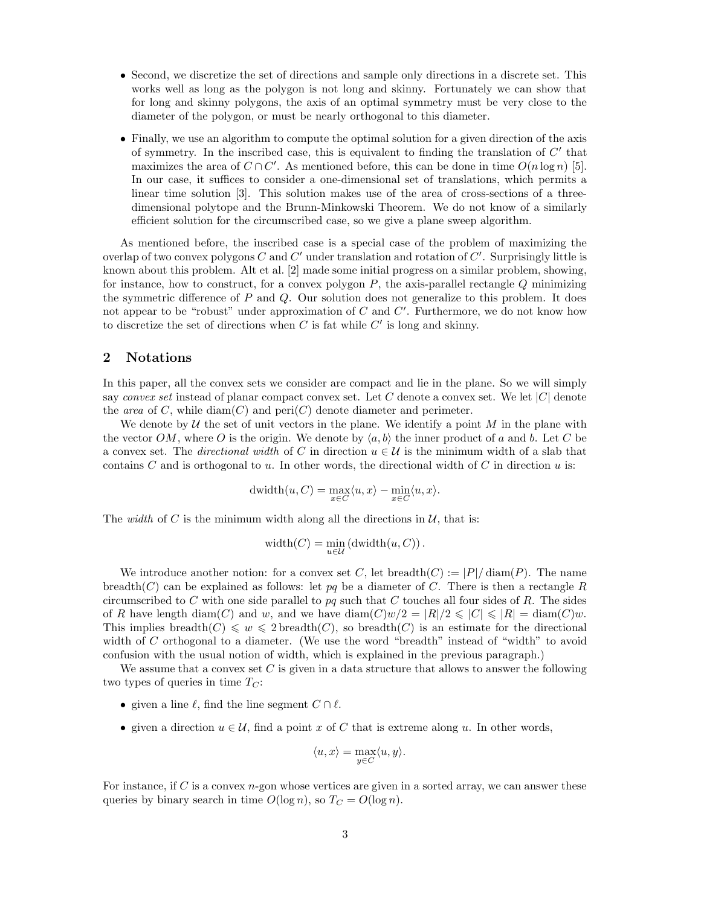- Second, we discretize the set of directions and sample only directions in a discrete set. This works well as long as the polygon is not long and skinny. Fortunately we can show that for long and skinny polygons, the axis of an optimal symmetry must be very close to the diameter of the polygon, or must be nearly orthogonal to this diameter.
- Finally, we use an algorithm to compute the optimal solution for a given direction of the axis of symmetry. In the inscribed case, this is equivalent to finding the translation of $C'$ that maximizes the area of $C \cap C'$. As mentioned before, this can be done in time $O(n \log n)$ [5]. In our case, it suffices to consider a one-dimensional set of translations, which permits a linear time solution [3]. This solution makes use of the area of cross-sections of a three-dimensional polytope and the Brunn-Minkowski Theorem. We do not know of a similarly efficient solution for the circumscribed case, so we give a plane sweep algorithm.

As mentioned before, the inscribed case is a special case of the problem of maximizing the overlap of two convex polygons $C$ and $C'$ under translation and rotation of $C'$. Surprisingly little is known about this problem. Alt et al. [2] made some initial progress on a similar problem, showing, for instance, how to construct, for a convex polygon $P$, the axis-parallel rectangle $Q$ minimizing the symmetric difference of $P$ and $Q$. Our solution does not generalize to this problem. It does not appear to be "robust" under approximation of $C$ and $C'$. Furthermore, we do not know how to discretize the set of directions when $C$ is fat while $C'$ is long and skinny.

## 2 Notations

In this paper, all the convex sets we consider are compact and lie in the plane. So we will simply say *convex set* instead of planar compact convex set. Let $C$ denote a convex set. We let $|C|$ denote the *area* of $C$, while $\mathrm{diam}(C)$ and $\mathrm{peri}(C)$ denote diameter and perimeter.

We denote by $\mathcal{U}$ the set of unit vectors in the plane. We identify a point $M$ in the plane with the vector $OM$, where $O$ is the origin. We denote by $\langle a, b \rangle$ the inner product of $a$ and $b$. Let $C$ be a convex set. The *directional width* of $C$ in direction $u \in \mathcal{U}$ is the minimum width of a slab that contains $C$ and is orthogonal to $u$. In other words, the directional width of $C$ in direction $u$ is:

$$\mathrm{dwidth}(u, C) = \max_{x \in C} \langle u, x \rangle - \min_{x \in C} \langle u, x \rangle.$$

The *width* of $C$ is the minimum width along all the directions in $\mathcal{U}$, that is:

$$\mathrm{width}(C) = \min_{u \in \mathcal{U}} \left( \mathrm{dwidth}(u, C) \right).$$

We introduce another notion: for a convex set $C$, let $\mathrm{breadth}(C) := |P| / \mathrm{diam}(P)$. The name $\mathrm{breadth}(C)$ can be explained as follows: let $pq$ be a diameter of $C$. There is then a rectangle $R$ circumscribed to $C$ with one side parallel to $pq$ such that $C$ touches all four sides of $R$. The sides of $R$ have length $\mathrm{diam}(C)$ and $w$, and we have $\mathrm{diam}(C)w/2 = |R|/2 \leqslant |C| \leqslant |R| = \mathrm{diam}(C)w$. This implies $\mathrm{breadth}(C) \leqslant w \leqslant 2\,\mathrm{breadth}(C)$, so $\mathrm{breadth}(C)$ is an estimate for the directional width of $C$ orthogonal to a diameter. (We use the word "breadth" instead of "width" to avoid confusion with the usual notion of width, which is explained in the previous paragraph.)

We assume that a convex set $C$ is given in a data structure that allows to answer the following two types of queries in time $T_C$:

- given a line $\ell$, find the line segment $C \cap \ell$.
- given a direction $u \in \mathcal{U}$, find a point $x$ of $C$ that is extreme along $u$. In other words,

$$\langle u, x \rangle = \max_{y \in C} \langle u, y \rangle.$$

For instance, if $C$ is a convex $n$-gon whose vertices are given in a sorted array, we can answer these queries by binary search in time $O(\log n)$, so $T_C = O(\log n)$.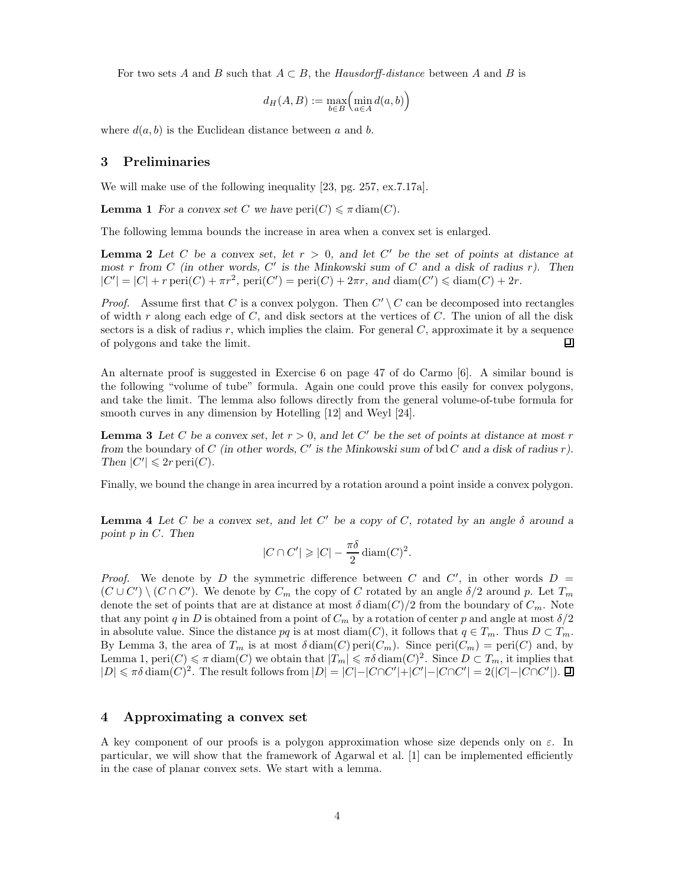For two sets $A$ and $B$ such that $A \subset B$, the *Hausdorff-distance* between $A$ and $B$ is

$$d_H(A, B) := \max_{b \in B} \Big( \min_{a \in A} d(a, b) \Big)$$

where $d(a, b)$ is the Euclidean distance between $a$ and $b$.

## 3 Preliminaries

We will make use of the following inequality [23, pg. 257, ex.7.17a].

**Lemma 1** *For a convex set $C$ we have $\operatorname{peri}(C) \leqslant \pi \operatorname{diam}(C)$.*

The following lemma bounds the increase in area when a convex set is enlarged.

**Lemma 2** *Let $C$ be a convex set, let $r > 0$, and let $C'$ be the set of points at distance at most $r$ from $C$ (in other words, $C'$ is the Minkowski sum of $C$ and a disk of radius $r$). Then $|C'| = |C| + r \operatorname{peri}(C) + \pi r^2$, $\operatorname{peri}(C') = \operatorname{peri}(C) + 2\pi r$, and $\operatorname{diam}(C') \leqslant \operatorname{diam}(C) + 2r$.*

*Proof.* Assume first that $C$ is a convex polygon. Then $C' \setminus C$ can be decomposed into rectangles of width $r$ along each edge of $C$, and disk sectors at the vertices of $C$. The union of all the disk sectors is a disk of radius $r$, which implies the claim. For general $C$, approximate it by a sequence of polygons and take the limit. ∎

An alternate proof is suggested in Exercise 6 on page 47 of do Carmo [6]. A similar bound is the following "volume of tube" formula. Again one could prove this easily for convex polygons, and take the limit. The lemma also follows directly from the general volume-of-tube formula for smooth curves in any dimension by Hotelling [12] and Weyl [24].

**Lemma 3** *Let $C$ be a convex set, let $r > 0$, and let $C'$ be the set of points at distance at most $r$ from* the boundary of $C$ *(in other words, $C'$ is the Minkowski sum of $\operatorname{bd} C$ and a disk of radius $r$). Then $|C'| \leqslant 2r \operatorname{peri}(C)$.*

Finally, we bound the change in area incurred by a rotation around a point inside a convex polygon.

**Lemma 4** *Let $C$ be a convex set, and let $C'$ be a copy of $C$, rotated by an angle $\delta$ around a point $p$ in $C$. Then*

$$|C \cap C'| \geqslant |C| - \frac{\pi \delta}{2} \operatorname{diam}(C)^2.$$

*Proof.* We denote by $D$ the symmetric difference between $C$ and $C'$, in other words $D = (C \cup C') \setminus (C \cap C')$. We denote by $C_m$ the copy of $C$ rotated by an angle $\delta/2$ around $p$. Let $T_m$ denote the set of points that are at distance at most $\delta \operatorname{diam}(C)/2$ from the boundary of $C_m$. Note that any point $q$ in $D$ is obtained from a point of $C_m$ by a rotation of center $p$ and angle at most $\delta/2$ in absolute value. Since the distance $pq$ is at most $\operatorname{diam}(C)$, it follows that $q \in T_m$. Thus $D \subset T_m$. By Lemma 3, the area of $T_m$ is at most $\delta \operatorname{diam}(C) \operatorname{peri}(C_m)$. Since $\operatorname{peri}(C_m) = \operatorname{peri}(C)$ and, by Lemma 1, $\operatorname{peri}(C) \leqslant \pi \operatorname{diam}(C)$ we obtain that $|T_m| \leqslant \pi \delta \operatorname{diam}(C)^2$. Since $D \subset T_m$, it implies that $|D| \leqslant \pi \delta \operatorname{diam}(C)^2$. The result follows from $|D| = |C| - |C \cap C'| + |C'| - |C \cap C'| = 2(|C| - |C \cap C'|)$. ∎

## 4 Approximating a convex set

A key component of our proofs is a polygon approximation whose size depends only on $\varepsilon$. In particular, we will show that the framework of Agarwal et al. [1] can be implemented efficiently in the case of planar convex sets. We start with a lemma.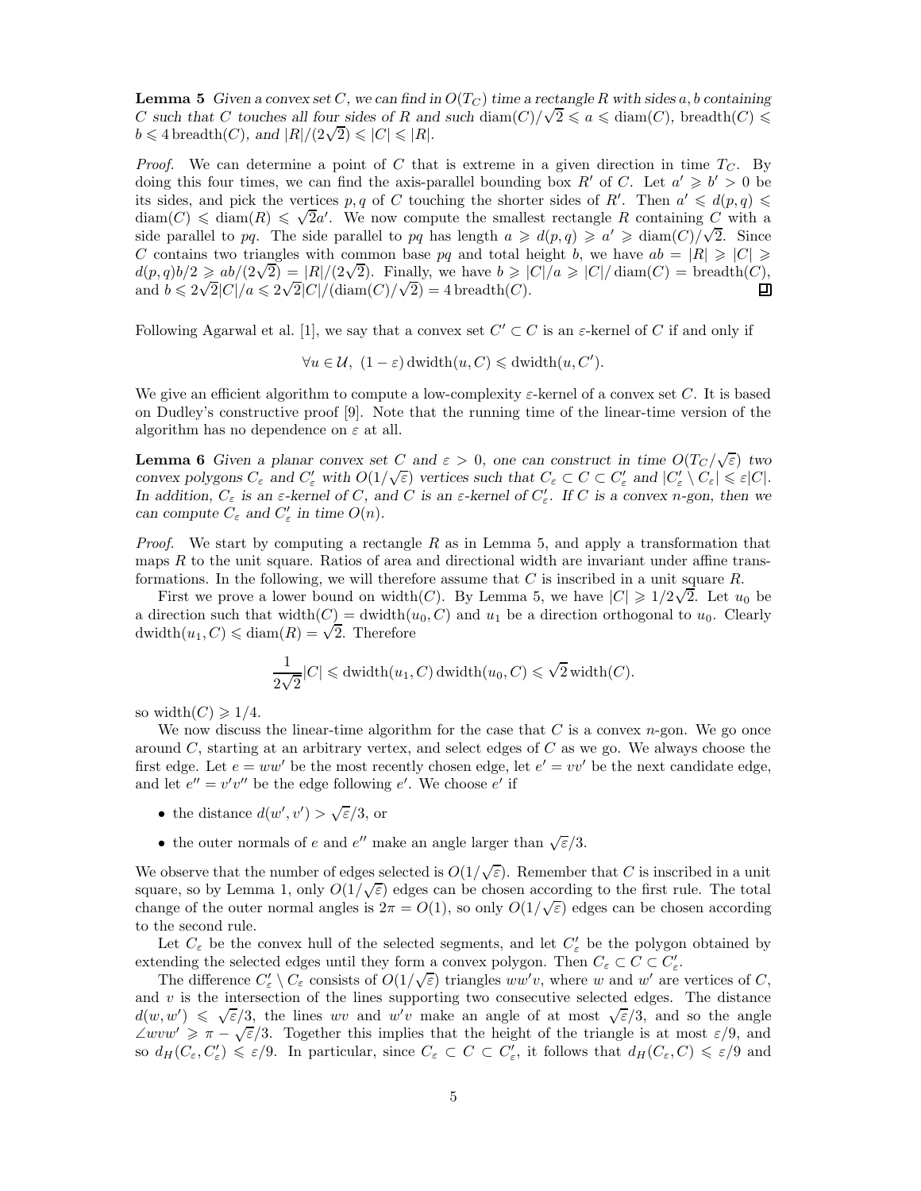**Lemma 5** *Given a convex set $C$, we can find in $O(T_C)$ time a rectangle $R$ with sides $a, b$ containing $C$ such that $C$ touches all four sides of $R$ and such $\operatorname{diam}(C)/\sqrt{2} \leqslant a \leqslant \operatorname{diam}(C)$, $\operatorname{breadth}(C) \leqslant b \leqslant 4\operatorname{breadth}(C)$, and $|R|/(2\sqrt{2}) \leqslant |C| \leqslant |R|$.*

*Proof.* We can determine a point of $C$ that is extreme in a given direction in time $T_C$. By doing this four times, we can find the axis-parallel bounding box $R'$ of $C$. Let $a' \geqslant b' > 0$ be its sides, and pick the vertices $p, q$ of $C$ touching the shorter sides of $R'$. Then $a' \leqslant d(p,q) \leqslant \operatorname{diam}(C) \leqslant \operatorname{diam}(R) \leqslant \sqrt{2}a'$. We now compute the smallest rectangle $R$ containing $C$ with a side parallel to $pq$. The side parallel to $pq$ has length $a \geqslant d(p,q) \geqslant a' \geqslant \operatorname{diam}(C)/\sqrt{2}$. Since $C$ contains two triangles with common base $pq$ and total height $b$, we have $ab = |R| \geqslant |C| \geqslant d(p,q)b/2 \geqslant ab/(2\sqrt{2}) = |R|/(2\sqrt{2})$. Finally, we have $b \geqslant |C|/a \geqslant |C|/\operatorname{diam}(C) = \operatorname{breadth}(C)$, and $b \leqslant 2\sqrt{2}|C|/a \leqslant 2\sqrt{2}|C|/(\operatorname{diam}(C)/\sqrt{2}) = 4\operatorname{breadth}(C)$. ∎

Following Agarwal et al. [1], we say that a convex set $C' \subset C$ is an $\varepsilon$-kernel of $C$ if and only if

$$\forall u \in \mathcal{U},\ (1-\varepsilon)\operatorname{dwidth}(u,C) \leqslant \operatorname{dwidth}(u,C').$$

We give an efficient algorithm to compute a low-complexity $\varepsilon$-kernel of a convex set $C$. It is based on Dudley's constructive proof [9]. Note that the running time of the linear-time version of the algorithm has no dependence on $\varepsilon$ at all.

**Lemma 6** *Given a planar convex set $C$ and $\varepsilon > 0$, one can construct in time $O(T_C/\sqrt{\varepsilon})$ two convex polygons $C_\varepsilon$ and $C'_\varepsilon$ with $O(1/\sqrt{\varepsilon})$ vertices such that $C_\varepsilon \subset C \subset C'_\varepsilon$ and $|C'_\varepsilon \setminus C_\varepsilon| \leqslant \varepsilon|C|$. In addition, $C_\varepsilon$ is an $\varepsilon$-kernel of $C$, and $C$ is an $\varepsilon$-kernel of $C'_\varepsilon$. If $C$ is a convex $n$-gon, then we can compute $C_\varepsilon$ and $C'_\varepsilon$ in time $O(n)$.*

*Proof.* We start by computing a rectangle $R$ as in Lemma 5, and apply a transformation that maps $R$ to the unit square. Ratios of area and directional width are invariant under affine transformations. In the following, we will therefore assume that $C$ is inscribed in a unit square $R$.

First we prove a lower bound on $\operatorname{width}(C)$. By Lemma 5, we have $|C| \geqslant 1/2\sqrt{2}$. Let $u_0$ be a direction such that $\operatorname{width}(C) = \operatorname{dwidth}(u_0, C)$ and $u_1$ be a direction orthogonal to $u_0$. Clearly $\operatorname{dwidth}(u_1, C) \leqslant \operatorname{diam}(R) = \sqrt{2}$. Therefore

$$\frac{1}{2\sqrt{2}}|C| \leqslant \operatorname{dwidth}(u_1,C)\operatorname{dwidth}(u_0,C) \leqslant \sqrt{2}\operatorname{width}(C).$$

so $\operatorname{width}(C) \geqslant 1/4$.

We now discuss the linear-time algorithm for the case that $C$ is a convex $n$-gon. We go once around $C$, starting at an arbitrary vertex, and select edges of $C$ as we go. We always choose the first edge. Let $e = ww'$ be the most recently chosen edge, let $e' = vv'$ be the next candidate edge, and let $e'' = v'v''$ be the edge following $e'$. We choose $e'$ if

- the distance $d(w', v') > \sqrt{\varepsilon}/3$, or
- the outer normals of $e$ and $e''$ make an angle larger than $\sqrt{\varepsilon}/3$.

We observe that the number of edges selected is $O(1/\sqrt{\varepsilon})$. Remember that $C$ is inscribed in a unit square, so by Lemma 1, only $O(1/\sqrt{\varepsilon})$ edges can be chosen according to the first rule. The total change of the outer normal angles is $2\pi = O(1)$, so only $O(1/\sqrt{\varepsilon})$ edges can be chosen according to the second rule.

Let $C_\varepsilon$ be the convex hull of the selected segments, and let $C'_\varepsilon$ be the polygon obtained by extending the selected edges until they form a convex polygon. Then $C_\varepsilon \subset C \subset C'_\varepsilon$.

The difference $C'_\varepsilon \setminus C_\varepsilon$ consists of $O(1/\sqrt{\varepsilon})$ triangles $ww'v$, where $w$ and $w'$ are vertices of $C$, and $v$ is the intersection of the lines supporting two consecutive selected edges. The distance $d(w,w') \leqslant \sqrt{\varepsilon}/3$, the lines $wv$ and $w'v$ make an angle of at most $\sqrt{\varepsilon}/3$, and so the angle $\angle wvw' \geqslant \pi - \sqrt{\varepsilon}/3$. Together this implies that the height of the triangle is at most $\varepsilon/9$, and so $d_H(C_\varepsilon, C'_\varepsilon) \leqslant \varepsilon/9$. In particular, since $C_\varepsilon \subset C \subset C'_\varepsilon$, it follows that $d_H(C_\varepsilon, C) \leqslant \varepsilon/9$ and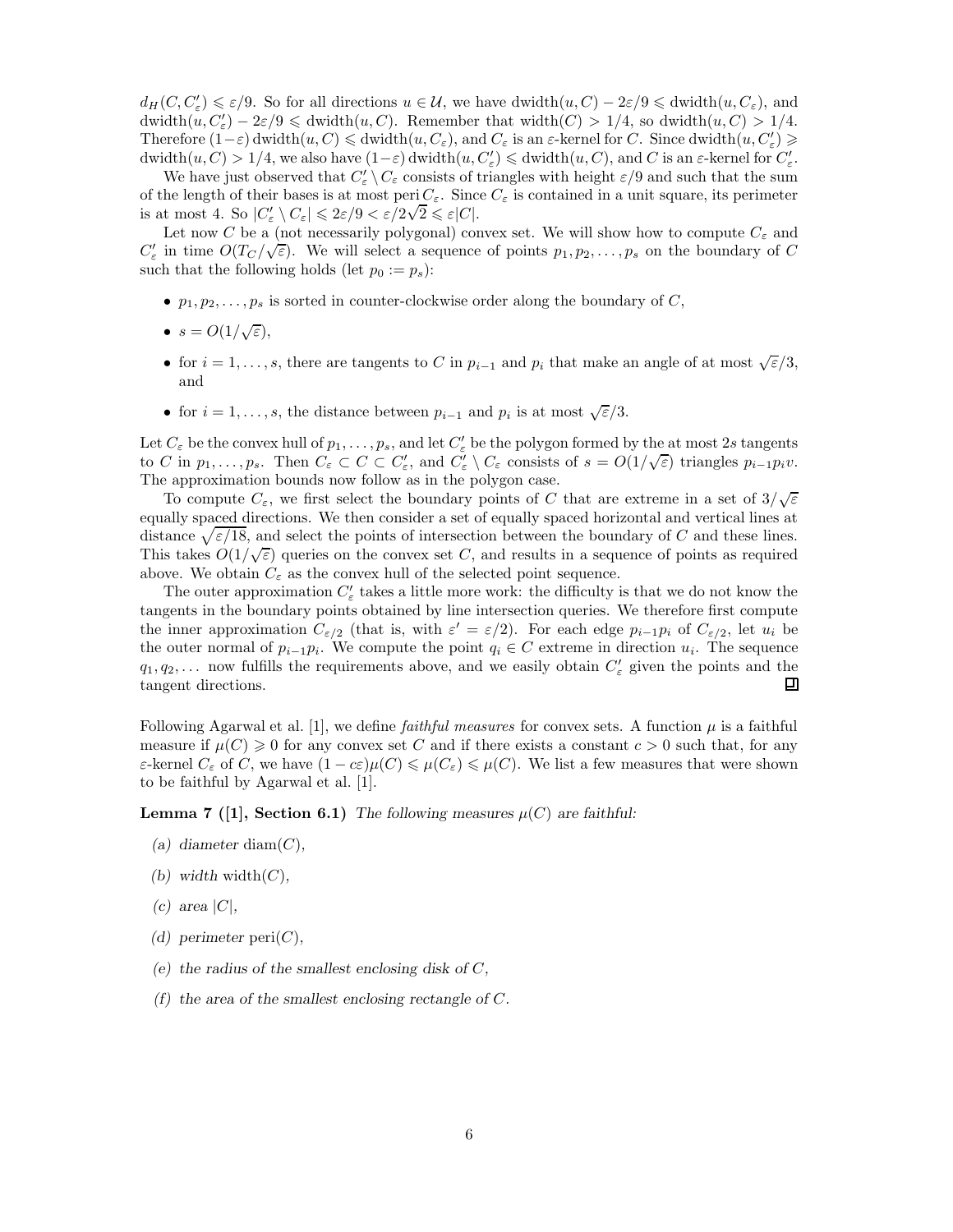$d_H(C, C'_\varepsilon) \leqslant \varepsilon/9$. So for all directions $u \in \mathcal{U}$, we have $\text{dwidth}(u, C) - 2\varepsilon/9 \leqslant \text{dwidth}(u, C_\varepsilon)$, and $\text{dwidth}(u, C'_\varepsilon) - 2\varepsilon/9 \leqslant \text{dwidth}(u, C)$. Remember that $\text{width}(C) > 1/4$, so $\text{dwidth}(u, C) > 1/4$. Therefore $(1-\varepsilon)\,\text{dwidth}(u, C) \leqslant \text{dwidth}(u, C_\varepsilon)$, and $C_\varepsilon$ is an $\varepsilon$-kernel for $C$. Since $\text{dwidth}(u, C'_\varepsilon) \geqslant \text{dwidth}(u, C) > 1/4$, we also have $(1-\varepsilon)\,\text{dwidth}(u, C'_\varepsilon) \leqslant \text{dwidth}(u, C)$, and $C$ is an $\varepsilon$-kernel for $C'_\varepsilon$.

We have just observed that $C'_\varepsilon \setminus C_\varepsilon$ consists of triangles with height $\varepsilon/9$ and such that the sum of the length of their bases is at most $\text{peri}\, C_\varepsilon$. Since $C_\varepsilon$ is contained in a unit square, its perimeter is at most 4. So $|C'_\varepsilon \setminus C_\varepsilon| \leqslant 2\varepsilon/9 < \varepsilon/2\sqrt{2} \leqslant \varepsilon|C|$.

Let now $C$ be a (not necessarily polygonal) convex set. We will show how to compute $C_\varepsilon$ and $C'_\varepsilon$ in time $O(T_C/\sqrt{\varepsilon})$. We will select a sequence of points $p_1, p_2, \dots, p_s$ on the boundary of $C$ such that the following holds (let $p_0 := p_s$):

- $p_1, p_2, \dots, p_s$ is sorted in counter-clockwise order along the boundary of $C$,
- $s = O(1/\sqrt{\varepsilon})$,
- for $i = 1, \dots, s$, there are tangents to $C$ in $p_{i-1}$ and $p_i$ that make an angle of at most $\sqrt{\varepsilon}/3$, and
- for $i = 1, \dots, s$, the distance between $p_{i-1}$ and $p_i$ is at most $\sqrt{\varepsilon}/3$.

Let $C_\varepsilon$ be the convex hull of $p_1, \dots, p_s$, and let $C'_\varepsilon$ be the polygon formed by the at most $2s$ tangents to $C$ in $p_1, \dots, p_s$. Then $C_\varepsilon \subset C \subset C'_\varepsilon$, and $C'_\varepsilon \setminus C_\varepsilon$ consists of $s = O(1/\sqrt{\varepsilon})$ triangles $p_{i-1}p_i v$. The approximation bounds now follow as in the polygon case.

To compute $C_\varepsilon$, we first select the boundary points of $C$ that are extreme in a set of $3/\sqrt{\varepsilon}$ equally spaced directions. We then consider a set of equally spaced horizontal and vertical lines at distance $\sqrt{\varepsilon/18}$, and select the points of intersection between the boundary of $C$ and these lines. This takes $O(1/\sqrt{\varepsilon})$ queries on the convex set $C$, and results in a sequence of points as required above. We obtain $C_\varepsilon$ as the convex hull of the selected point sequence.

The outer approximation $C'_\varepsilon$ takes a little more work: the difficulty is that we do not know the tangents in the boundary points obtained by line intersection queries. We therefore first compute the inner approximation $C_{\varepsilon/2}$ (that is, with $\varepsilon' = \varepsilon/2$). For each edge $p_{i-1}p_i$ of $C_{\varepsilon/2}$, let $u_i$ be the outer normal of $p_{i-1}p_i$. We compute the point $q_i \in C$ extreme in direction $u_i$. The sequence $q_1, q_2, \dots$ now fulfills the requirements above, and we easily obtain $C'_\varepsilon$ given the points and the tangent directions. ◻

Following Agarwal et al. [1], we define *faithful measures* for convex sets. A function $\mu$ is a faithful measure if $\mu(C) \geqslant 0$ for any convex set $C$ and if there exists a constant $c > 0$ such that, for any $\varepsilon$-kernel $C_\varepsilon$ of $C$, we have $(1 - c\varepsilon)\mu(C) \leqslant \mu(C_\varepsilon) \leqslant \mu(C)$. We list a few measures that were shown to be faithful by Agarwal et al. [1].

**Lemma 7 ([1], Section 6.1)** *The following measures $\mu(C)$ are faithful:*

*(a) diameter* $\text{diam}(C)$*,*

*(b) width* $\text{width}(C)$*,*

*(c) area* $|C|$*,*

*(d) perimeter* $\text{peri}(C)$*,*

*(e) the radius of the smallest enclosing disk of* $C$*,*

*(f) the area of the smallest enclosing rectangle of* $C$*.*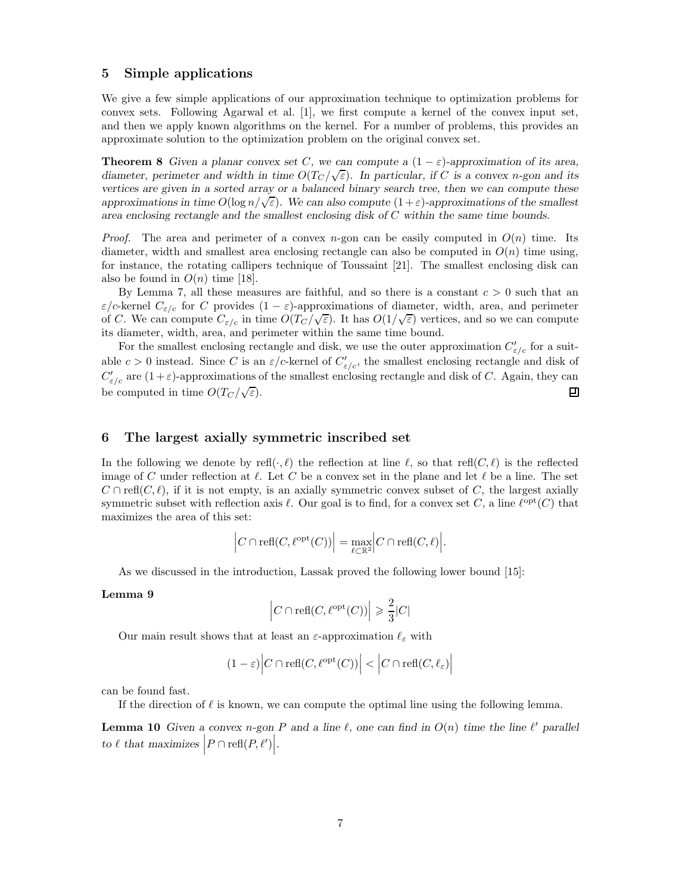## 5 Simple applications

We give a few simple applications of our approximation technique to optimization problems for convex sets. Following Agarwal et al. [1], we first compute a kernel of the convex input set, and then we apply known algorithms on the kernel. For a number of problems, this provides an approximate solution to the optimization problem on the original convex set.

**Theorem 8** *Given a planar convex set $C$, we can compute a $(1-\varepsilon)$-approximation of its area, diameter, perimeter and width in time $O(T_C/\sqrt{\varepsilon})$. In particular, if $C$ is a convex $n$-gon and its vertices are given in a sorted array or a balanced binary search tree, then we can compute these approximations in time $O(\log n/\sqrt{\varepsilon})$. We can also compute $(1+\varepsilon)$-approximations of the smallest area enclosing rectangle and the smallest enclosing disk of $C$ within the same time bounds.*

*Proof.* The area and perimeter of a convex $n$-gon can be easily computed in $O(n)$ time. Its diameter, width and smallest area enclosing rectangle can also be computed in $O(n)$ time using, for instance, the rotating callipers technique of Toussaint [21]. The smallest enclosing disk can also be found in $O(n)$ time [18].

By Lemma 7, all these measures are faithful, and so there is a constant $c > 0$ such that an $\varepsilon/c$-kernel $C_{\varepsilon/c}$ for $C$ provides $(1-\varepsilon)$-approximations of diameter, width, area, and perimeter of $C$. We can compute $C_{\varepsilon/c}$ in time $O(T_C/\sqrt{\varepsilon})$. It has $O(1/\sqrt{\varepsilon})$ vertices, and so we can compute its diameter, width, area, and perimeter within the same time bound.

For the smallest enclosing rectangle and disk, we use the outer approximation $C'_{\varepsilon/c}$ for a suitable $c > 0$ instead. Since $C$ is an $\varepsilon/c$-kernel of $C'_{\varepsilon/c}$, the smallest enclosing rectangle and disk of $C'_{\varepsilon/c}$ are $(1+\varepsilon)$-approximations of the smallest enclosing rectangle and disk of $C$. Again, they can be computed in time $O(T_C/\sqrt{\varepsilon})$. ◻

## 6 The largest axially symmetric inscribed set

In the following we denote by $\mathrm{refl}(\cdot, \ell)$ the reflection at line $\ell$, so that $\mathrm{refl}(C, \ell)$ is the reflected image of $C$ under reflection at $\ell$. Let $C$ be a convex set in the plane and let $\ell$ be a line. The set $C \cap \mathrm{refl}(C, \ell)$, if it is not empty, is an axially symmetric convex subset of $C$, the largest axially symmetric subset with reflection axis $\ell$. Our goal is to find, for a convex set $C$, a line $\ell^{\mathrm{opt}}(C)$ that maximizes the area of this set:

$$\left| C \cap \mathrm{refl}(C, \ell^{\mathrm{opt}}(C)) \right| = \max_{\ell \subset \mathbb{R}^2} \left| C \cap \mathrm{refl}(C, \ell) \right|.$$

As we discussed in the introduction, Lassak proved the following lower bound [15]:

**Lemma 9**

$$\left| C \cap \mathrm{refl}(C, \ell^{\mathrm{opt}}(C)) \right| \geqslant \frac{2}{3}|C|$$

Our main result shows that at least an $\varepsilon$-approximation $\ell_\varepsilon$ with

$$(1-\varepsilon)\left| C \cap \mathrm{refl}(C, \ell^{\mathrm{opt}}(C)) \right| < \left| C \cap \mathrm{refl}(C, \ell_\varepsilon) \right|$$

can be found fast.

If the direction of $\ell$ is known, we can compute the optimal line using the following lemma.

**Lemma 10** *Given a convex $n$-gon $P$ and a line $\ell$, one can find in $O(n)$ time the line $\ell'$ parallel to $\ell$ that maximizes $\left| P \cap \mathrm{refl}(P, \ell') \right|$.*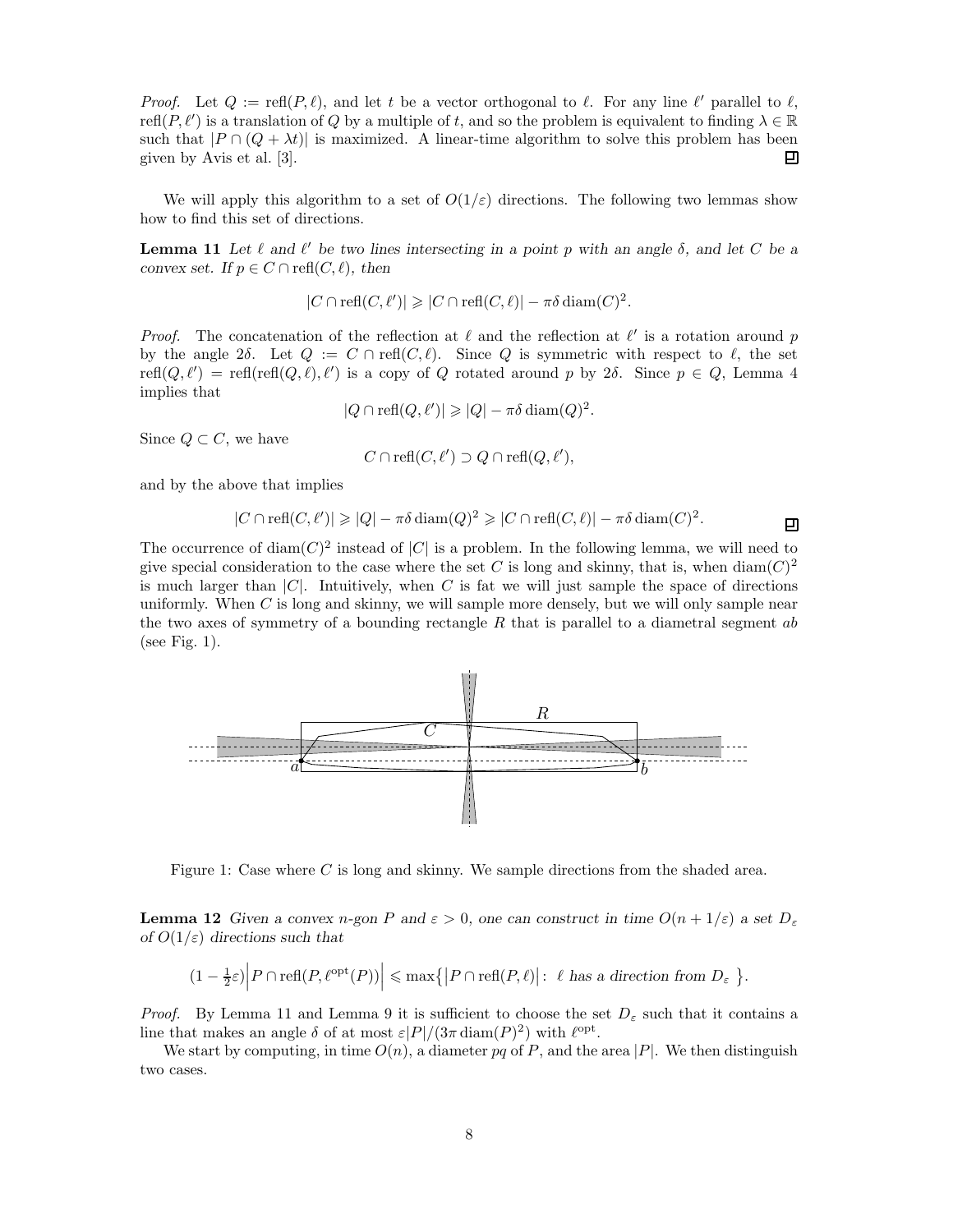*Proof.* Let $Q := \text{refl}(P, \ell)$, and let $t$ be a vector orthogonal to $\ell$. For any line $\ell'$ parallel to $\ell$, $\text{refl}(P, \ell')$ is a translation of $Q$ by a multiple of $t$, and so the problem is equivalent to finding $\lambda \in \mathbb{R}$ such that $|P \cap (Q + \lambda t)|$ is maximized. A linear-time algorithm to solve this problem has been given by Avis et al. [3]. ◻

We will apply this algorithm to a set of $O(1/\varepsilon)$ directions. The following two lemmas show how to find this set of directions.

**Lemma 11** *Let $\ell$ and $\ell'$ be two lines intersecting in a point $p$ with an angle $\delta$, and let $C$ be a convex set. If $p \in C \cap \text{refl}(C, \ell)$, then*

$$|C \cap \text{refl}(C, \ell')| \geqslant |C \cap \text{refl}(C, \ell)| - \pi\delta \,\text{diam}(C)^2.$$

*Proof.* The concatenation of the reflection at $\ell$ and the reflection at $\ell'$ is a rotation around $p$ by the angle $2\delta$. Let $Q := C \cap \text{refl}(C, \ell)$. Since $Q$ is symmetric with respect to $\ell$, the set $\text{refl}(Q, \ell') = \text{refl}(\text{refl}(Q, \ell), \ell')$ is a copy of $Q$ rotated around $p$ by $2\delta$. Since $p \in Q$, Lemma 4 implies that

$$|Q \cap \text{refl}(Q, \ell')| \geqslant |Q| - \pi\delta \,\text{diam}(Q)^2.$$

Since $Q \subset C$, we have

$$C \cap \text{refl}(C, \ell') \supset Q \cap \text{refl}(Q, \ell'),$$

and by the above that implies

$$|C \cap \text{refl}(C, \ell')| \geqslant |Q| - \pi\delta \,\text{diam}(Q)^2 \geqslant |C \cap \text{refl}(C, \ell)| - \pi\delta \,\text{diam}(C)^2.$$

◻

The occurrence of $\text{diam}(C)^2$ instead of $|C|$ is a problem. In the following lemma, we will need to give special consideration to the case where the set $C$ is long and skinny, that is, when $\text{diam}(C)^2$ is much larger than $|C|$. Intuitively, when $C$ is fat we will just sample the space of directions uniformly. When $C$ is long and skinny, we will sample more densely, but we will only sample near the two axes of symmetry of a bounding rectangle $R$ that is parallel to a diametral segment $ab$ (see Fig. 1).

Figure 1: Case where $C$ is long and skinny. We sample directions from the shaded area.

**Lemma 12** *Given a convex $n$-gon $P$ and $\varepsilon > 0$, one can construct in time $O(n + 1/\varepsilon)$ a set $D_\varepsilon$ of $O(1/\varepsilon)$ directions such that*

$$(1 - \tfrac{1}{2}\varepsilon)\Big|P \cap \text{refl}(P, \ell^{\text{opt}}(P))\Big| \leqslant \max\big\{\big|P \cap \text{refl}(P, \ell)\big| : \ \ell \text{ has a direction from } D_\varepsilon \ \big\}.$$

*Proof.* By Lemma 11 and Lemma 9 it is sufficient to choose the set $D_\varepsilon$ such that it contains a line that makes an angle $\delta$ of at most $\varepsilon|P|/(3\pi \,\text{diam}(P)^2)$ with $\ell^{\text{opt}}$.

We start by computing, in time $O(n)$, a diameter $pq$ of $P$, and the area $|P|$. We then distinguish two cases.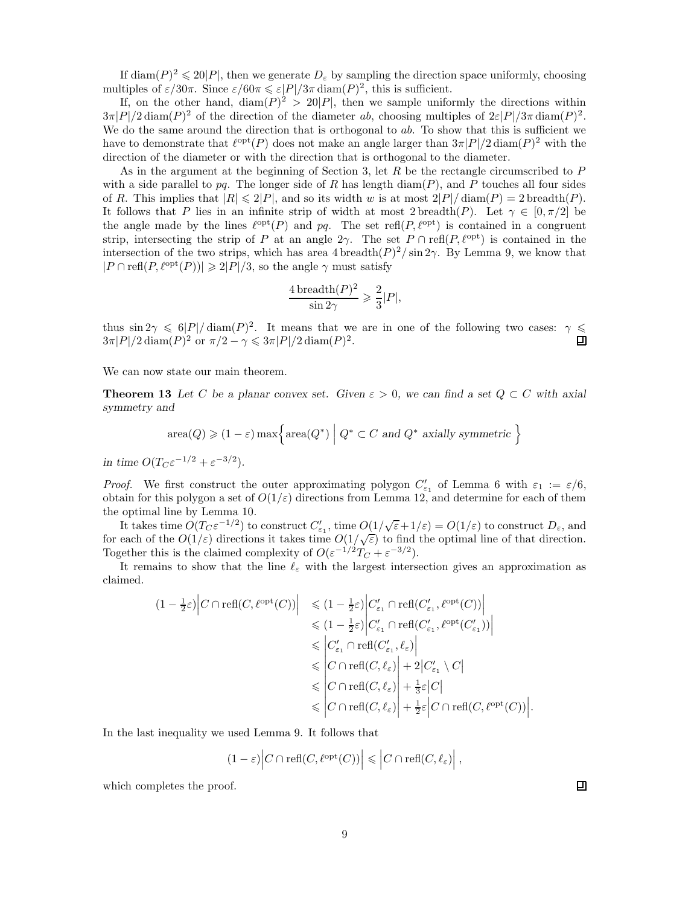If $\text{diam}(P)^2 \leqslant 20|P|$, then we generate $D_\varepsilon$ by sampling the direction space uniformly, choosing multiples of $\varepsilon/30\pi$. Since $\varepsilon/60\pi \leqslant \varepsilon|P|/3\pi\,\text{diam}(P)^2$, this is sufficient.

If, on the other hand, $\text{diam}(P)^2 > 20|P|$, then we sample uniformly the directions within $3\pi|P|/2\,\text{diam}(P)^2$ of the direction of the diameter $ab$, choosing multiples of $2\varepsilon|P|/3\pi\,\text{diam}(P)^2$. We do the same around the direction that is orthogonal to $ab$. To show that this is sufficient we have to demonstrate that $\ell^{\text{opt}}(P)$ does not make an angle larger than $3\pi|P|/2\,\text{diam}(P)^2$ with the direction of the diameter or with the direction that is orthogonal to the diameter.

As in the argument at the beginning of Section 3, let $R$ be the rectangle circumscribed to $P$ with a side parallel to $pq$. The longer side of $R$ has length $\text{diam}(P)$, and $P$ touches all four sides of $R$. This implies that $|R| \leqslant 2|P|$, and so its width $w$ is at most $2|P|/\text{diam}(P) = 2\,\text{breadth}(P)$. It follows that $P$ lies in an infinite strip of width at most $2\,\text{breadth}(P)$. Let $\gamma \in [0, \pi/2]$ be the angle made by the lines $\ell^{\text{opt}}(P)$ and $pq$. The set $\text{refl}(P, \ell^{\text{opt}})$ is contained in a congruent strip, intersecting the strip of $P$ at an angle $2\gamma$. The set $P \cap \text{refl}(P, \ell^{\text{opt}})$ is contained in the intersection of the two strips, which has area $4\,\text{breadth}(P)^2/\sin 2\gamma$. By Lemma 9, we know that $|P \cap \text{refl}(P, \ell^{\text{opt}}(P))| \geqslant 2|P|/3$, so the angle $\gamma$ must satisfy

$$\frac{4\,\text{breadth}(P)^2}{\sin 2\gamma} \geqslant \frac{2}{3}|P|,$$

thus $\sin 2\gamma \leqslant 6|P|/\text{diam}(P)^2$. It means that we are in one of the following two cases: $\gamma \leqslant 3\pi|P|/2\,\text{diam}(P)^2$ or $\pi/2 - \gamma \leqslant 3\pi|P|/2\,\text{diam}(P)^2$. ∎

We can now state our main theorem.

**Theorem 13** *Let $C$ be a planar convex set. Given $\varepsilon > 0$, we can find a set $Q \subset C$ with axial symmetry and*

$$\text{area}(Q) \geqslant (1-\varepsilon) \max\Big\{ \text{area}(Q^*) \;\Big|\; Q^* \subset C \text{ and } Q^* \text{ axially symmetric} \Big\}$$

*in time $O(T_C \varepsilon^{-1/2} + \varepsilon^{-3/2})$.*

*Proof.* We first construct the outer approximating polygon $C'_{\varepsilon_1}$ of Lemma 6 with $\varepsilon_1 := \varepsilon/6$, obtain for this polygon a set of $O(1/\varepsilon)$ directions from Lemma 12, and determine for each of them the optimal line by Lemma 10.

It takes time $O(T_C \varepsilon^{-1/2})$ to construct $C'_{\varepsilon_1}$, time $O(1/\sqrt{\varepsilon} + 1/\varepsilon) = O(1/\varepsilon)$ to construct $D_\varepsilon$, and for each of the $O(1/\varepsilon)$ directions it takes time $O(1/\sqrt{\varepsilon})$ to find the optimal line of that direction. Together this is the claimed complexity of $O(\varepsilon^{-1/2} T_C + \varepsilon^{-3/2})$.

It remains to show that the line $\ell_\varepsilon$ with the largest intersection gives an approximation as claimed.

$$\begin{aligned}
(1 - \tfrac{1}{2}\varepsilon)\Big|C \cap \text{refl}(C, \ell^{\text{opt}}(C))\Big| &\leqslant (1 - \tfrac{1}{2}\varepsilon)\Big|C'_{\varepsilon_1} \cap \text{refl}(C'_{\varepsilon_1}, \ell^{\text{opt}}(C))\Big| \\
&\leqslant (1 - \tfrac{1}{2}\varepsilon)\Big|C'_{\varepsilon_1} \cap \text{refl}(C'_{\varepsilon_1}, \ell^{\text{opt}}(C'_{\varepsilon_1}))\Big| \\
&\leqslant \Big|C'_{\varepsilon_1} \cap \text{refl}(C'_{\varepsilon_1}, \ell_\varepsilon)\Big| \\
&\leqslant \Big|C \cap \text{refl}(C, \ell_\varepsilon)\Big| + 2\big|C'_{\varepsilon_1} \setminus C\big| \\
&\leqslant \Big|C \cap \text{refl}(C, \ell_\varepsilon)\Big| + \tfrac{1}{3}\varepsilon\big|C\big| \\
&\leqslant \Big|C \cap \text{refl}(C, \ell_\varepsilon)\Big| + \tfrac{1}{2}\varepsilon\Big|C \cap \text{refl}(C, \ell^{\text{opt}}(C))\Big|.
\end{aligned}$$

In the last inequality we used Lemma 9. It follows that

$$(1-\varepsilon)\Big|C \cap \text{refl}(C, \ell^{\text{opt}}(C))\Big| \leqslant \Big|C \cap \text{refl}(C, \ell_\varepsilon)\Big|,$$

which completes the proof. ∎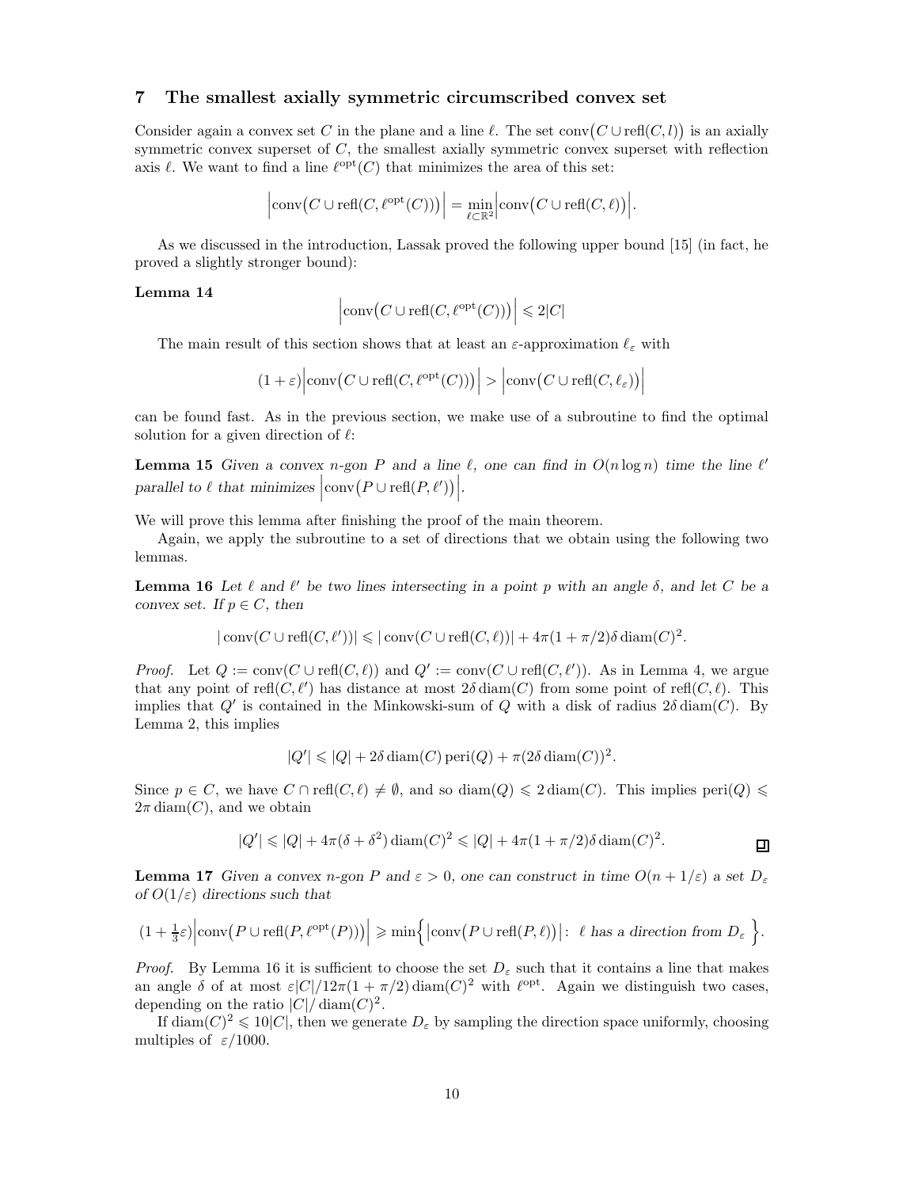## 7 The smallest axially symmetric circumscribed convex set

Consider again a convex set $C$ in the plane and a line $\ell$. The set $\operatorname{conv}\bigl(C \cup \operatorname{refl}(C, l)\bigr)$ is an axially symmetric convex superset of $C$, the smallest axially symmetric convex superset with reflection axis $\ell$. We want to find a line $\ell^{\mathrm{opt}}(C)$ that minimizes the area of this set:

$$\Bigl|\operatorname{conv}\bigl(C \cup \operatorname{refl}(C, \ell^{\mathrm{opt}}(C))\bigr)\Bigr| = \min_{\ell \subset \mathbb{R}^2} \Bigl|\operatorname{conv}\bigl(C \cup \operatorname{refl}(C, \ell)\bigr)\Bigr|.$$

As we discussed in the introduction, Lassak proved the following upper bound [15] (in fact, he proved a slightly stronger bound):

**Lemma 14**

$$\Bigl|\operatorname{conv}\bigl(C \cup \operatorname{refl}(C, \ell^{\mathrm{opt}}(C))\bigr)\Bigr| \leqslant 2|C|$$

The main result of this section shows that at least an $\varepsilon$-approximation $\ell_\varepsilon$ with

$$(1+\varepsilon)\Bigl|\operatorname{conv}\bigl(C \cup \operatorname{refl}(C, \ell^{\mathrm{opt}}(C))\bigr)\Bigr| > \Bigl|\operatorname{conv}\bigl(C \cup \operatorname{refl}(C, \ell_\varepsilon)\bigr)\Bigr|$$

can be found fast. As in the previous section, we make use of a subroutine to find the optimal solution for a given direction of $\ell$:

**Lemma 15** *Given a convex $n$-gon $P$ and a line $\ell$, one can find in $O(n \log n)$ time the line $\ell'$ parallel to $\ell$ that minimizes $\Bigl|\operatorname{conv}\bigl(P \cup \operatorname{refl}(P, \ell')\bigr)\Bigr|$.*

We will prove this lemma after finishing the proof of the main theorem.

Again, we apply the subroutine to a set of directions that we obtain using the following two lemmas.

**Lemma 16** *Let $\ell$ and $\ell'$ be two lines intersecting in a point $p$ with an angle $\delta$, and let $C$ be a convex set. If $p \in C$, then*

$$|\operatorname{conv}(C \cup \operatorname{refl}(C, \ell'))| \leqslant |\operatorname{conv}(C \cup \operatorname{refl}(C, \ell))| + 4\pi(1 + \pi/2)\delta \operatorname{diam}(C)^2.$$

*Proof.* Let $Q := \operatorname{conv}(C \cup \operatorname{refl}(C, \ell))$ and $Q' := \operatorname{conv}(C \cup \operatorname{refl}(C, \ell'))$. As in Lemma 4, we argue that any point of $\operatorname{refl}(C, \ell')$ has distance at most $2\delta \operatorname{diam}(C)$ from some point of $\operatorname{refl}(C, \ell)$. This implies that $Q'$ is contained in the Minkowski-sum of $Q$ with a disk of radius $2\delta \operatorname{diam}(C)$. By Lemma 2, this implies

$$|Q'| \leqslant |Q| + 2\delta \operatorname{diam}(C) \operatorname{peri}(Q) + \pi(2\delta \operatorname{diam}(C))^2.$$

Since $p \in C$, we have $C \cap \operatorname{refl}(C, \ell) \neq \emptyset$, and so $\operatorname{diam}(Q) \leqslant 2 \operatorname{diam}(C)$. This implies $\operatorname{peri}(Q) \leqslant 2\pi \operatorname{diam}(C)$, and we obtain

$$|Q'| \leqslant |Q| + 4\pi(\delta + \delta^2) \operatorname{diam}(C)^2 \leqslant |Q| + 4\pi(1 + \pi/2)\delta \operatorname{diam}(C)^2.$$

□

**Lemma 17** *Given a convex $n$-gon $P$ and $\varepsilon > 0$, one can construct in time $O(n + 1/\varepsilon)$ a set $D_\varepsilon$ of $O(1/\varepsilon)$ directions such that*

$$(1 + \tfrac{1}{3}\varepsilon)\Bigl|\operatorname{conv}\bigl(P \cup \operatorname{refl}(P, \ell^{\mathrm{opt}}(P))\bigr)\Bigr| \geqslant \min\Bigl\{\Bigl|\operatorname{conv}\bigl(P \cup \operatorname{refl}(P, \ell)\bigr)\Bigr| :\ \ell \text{ has a direction from } D_\varepsilon\Bigr\}.$$

*Proof.* By Lemma 16 it is sufficient to choose the set $D_\varepsilon$ such that it contains a line that makes an angle $\delta$ of at most $\varepsilon|C|/12\pi(1 + \pi/2) \operatorname{diam}(C)^2$ with $\ell^{\mathrm{opt}}$. Again we distinguish two cases, depending on the ratio $|C|/\operatorname{diam}(C)^2$.

If $\operatorname{diam}(C)^2 \leqslant 10|C|$, then we generate $D_\varepsilon$ by sampling the direction space uniformly, choosing multiples of $\varepsilon/1000$.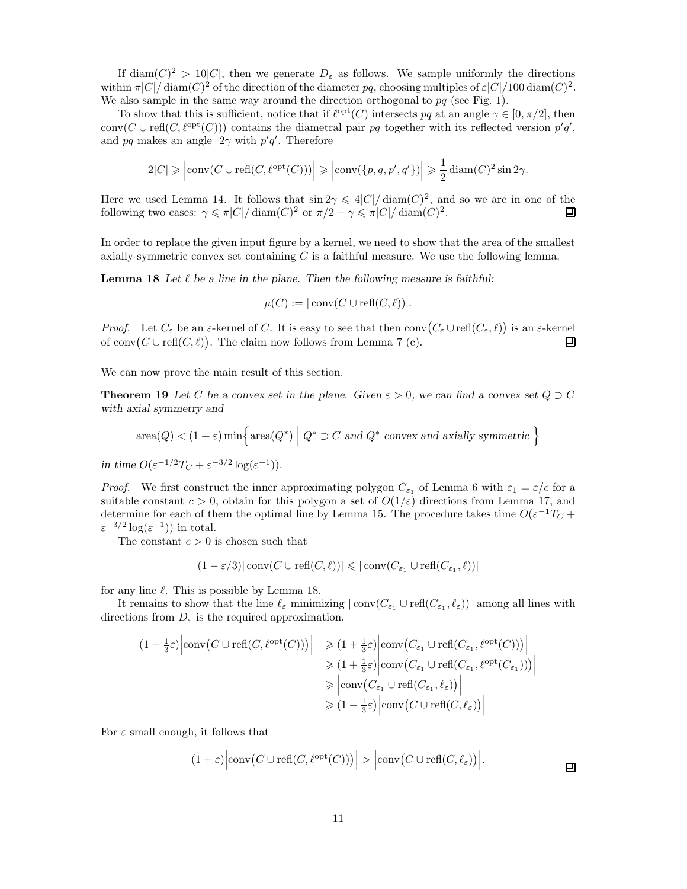If $\operatorname{diam}(C)^2 > 10|C|$, then we generate $D_\varepsilon$ as follows. We sample uniformly the directions within $\pi|C|/\operatorname{diam}(C)^2$ of the direction of the diameter $pq$, choosing multiples of $\varepsilon|C|/100\operatorname{diam}(C)^2$. We also sample in the same way around the direction orthogonal to $pq$ (see Fig. 1).

To show that this is sufficient, notice that if $\ell^{\text{opt}}(C)$ intersects $pq$ at an angle $\gamma \in [0, \pi/2]$, then $\operatorname{conv}(C \cup \operatorname{refl}(C, \ell^{\text{opt}}(C)))$ contains the diametral pair $pq$ together with its reflected version $p'q'$, and $pq$ makes an angle $2\gamma$ with $p'q'$. Therefore

$$2|C| \geqslant \left|\operatorname{conv}(C \cup \operatorname{refl}(C, \ell^{\text{opt}}(C)))\right| \geqslant \left|\operatorname{conv}(\{p, q, p', q'\})\right| \geqslant \frac{1}{2}\operatorname{diam}(C)^2 \sin 2\gamma.$$

Here we used Lemma 14. It follows that $\sin 2\gamma \leqslant 4|C|/\operatorname{diam}(C)^2$, and so we are in one of the following two cases: $\gamma \leqslant \pi|C|/\operatorname{diam}(C)^2$ or $\pi/2 - \gamma \leqslant \pi|C|/\operatorname{diam}(C)^2$. ◻

In order to replace the given input figure by a kernel, we need to show that the area of the smallest axially symmetric convex set containing $C$ is a faithful measure. We use the following lemma.

**Lemma 18** *Let $\ell$ be a line in the plane. Then the following measure is faithful:*

$$\mu(C) := |\operatorname{conv}(C \cup \operatorname{refl}(C, \ell))|.$$

*Proof.* Let $C_\varepsilon$ be an $\varepsilon$-kernel of $C$. It is easy to see that then $\operatorname{conv}\big(C_\varepsilon \cup \operatorname{refl}(C_\varepsilon, \ell)\big)$ is an $\varepsilon$-kernel of $\operatorname{conv}\big(C \cup \operatorname{refl}(C, \ell)\big)$. The claim now follows from Lemma 7 (c). ◻

We can now prove the main result of this section.

**Theorem 19** *Let $C$ be a convex set in the plane. Given $\varepsilon > 0$, we can find a convex set $Q \supset C$ with axial symmetry and*

$$\operatorname{area}(Q) < (1+\varepsilon)\min\Big\{\operatorname{area}(Q^*) \;\Big|\; Q^* \supset C \text{ and } Q^* \text{ convex and axially symmetric }\Big\}$$

*in time $O(\varepsilon^{-1/2}T_C + \varepsilon^{-3/2}\log(\varepsilon^{-1}))$.*

*Proof.* We first construct the inner approximating polygon $C_{\varepsilon_1}$ of Lemma 6 with $\varepsilon_1 = \varepsilon/c$ for a suitable constant $c > 0$, obtain for this polygon a set of $O(1/\varepsilon)$ directions from Lemma 17, and determine for each of them the optimal line by Lemma 15. The procedure takes time $O(\varepsilon^{-1}T_C + \varepsilon^{-3/2}\log(\varepsilon^{-1}))$ in total.

The constant $c > 0$ is chosen such that

$$(1 - \varepsilon/3)|\operatorname{conv}(C \cup \operatorname{refl}(C, \ell))| \leqslant |\operatorname{conv}(C_{\varepsilon_1} \cup \operatorname{refl}(C_{\varepsilon_1}, \ell))|$$

for any line $\ell$. This is possible by Lemma 18.

It remains to show that the line $\ell_\varepsilon$ minimizing $|\operatorname{conv}(C_{\varepsilon_1} \cup \operatorname{refl}(C_{\varepsilon_1}, \ell_\varepsilon))|$ among all lines with directions from $D_\varepsilon$ is the required approximation.

$$\begin{aligned}
(1+\tfrac{1}{3}\varepsilon)\Big|\operatorname{conv}\big(C \cup \operatorname{refl}(C, \ell^{\text{opt}}(C))\big)\Big| &\geqslant (1+\tfrac{1}{3}\varepsilon)\Big|\operatorname{conv}\big(C_{\varepsilon_1} \cup \operatorname{refl}(C_{\varepsilon_1}, \ell^{\text{opt}}(C))\big)\Big| \\
&\geqslant (1+\tfrac{1}{3}\varepsilon)\Big|\operatorname{conv}\big(C_{\varepsilon_1} \cup \operatorname{refl}(C_{\varepsilon_1}, \ell^{\text{opt}}(C_{\varepsilon_1}))\big)\Big| \\
&\geqslant \Big|\operatorname{conv}\big(C_{\varepsilon_1} \cup \operatorname{refl}(C_{\varepsilon_1}, \ell_\varepsilon)\big)\Big| \\
&\geqslant (1-\tfrac{1}{3}\varepsilon)\Big|\operatorname{conv}\big(C \cup \operatorname{refl}(C, \ell_\varepsilon)\big)\Big|
\end{aligned}$$

For $\varepsilon$ small enough, it follows that

$$(1+\varepsilon)\Big|\operatorname{conv}\big(C \cup \operatorname{refl}(C, \ell^{\text{opt}}(C))\big)\Big| > \Big|\operatorname{conv}\big(C \cup \operatorname{refl}(C, \ell_\varepsilon)\big)\Big|.$$

◻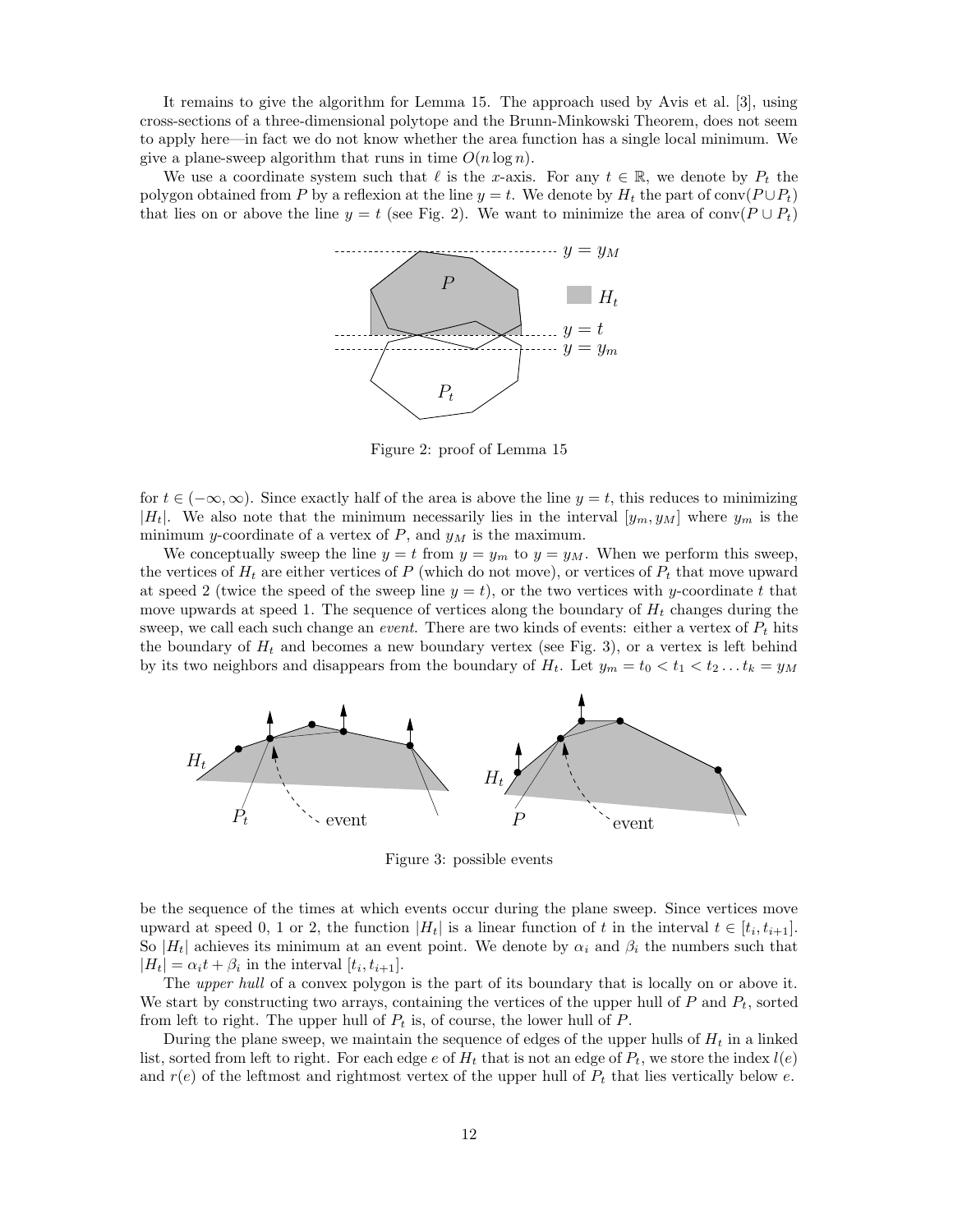It remains to give the algorithm for Lemma 15. The approach used by Avis et al. [3], using cross-sections of a three-dimensional polytope and the Brunn-Minkowski Theorem, does not seem to apply here—in fact we do not know whether the area function has a single local minimum. We give a plane-sweep algorithm that runs in time $O(n \log n)$.

We use a coordinate system such that $\ell$ is the $x$-axis. For any $t \in \mathbb{R}$, we denote by $P_t$ the polygon obtained from $P$ by a reflexion at the line $y = t$. We denote by $H_t$ the part of $\operatorname{conv}(P \cup P_t)$ that lies on or above the line $y = t$ (see Fig. 2). We want to minimize the area of $\operatorname{conv}(P \cup P_t)$

Figure 2: proof of Lemma 15

for $t \in (-\infty, \infty)$. Since exactly half of the area is above the line $y = t$, this reduces to minimizing $|H_t|$. We also note that the minimum necessarily lies in the interval $[y_m, y_M]$ where $y_m$ is the minimum $y$-coordinate of a vertex of $P$, and $y_M$ is the maximum.

We conceptually sweep the line $y = t$ from $y = y_m$ to $y = y_M$. When we perform this sweep, the vertices of $H_t$ are either vertices of $P$ (which do not move), or vertices of $P_t$ that move upward at speed 2 (twice the speed of the sweep line $y = t$), or the two vertices with $y$-coordinate $t$ that move upwards at speed 1. The sequence of vertices along the boundary of $H_t$ changes during the sweep, we call each such change an *event*. There are two kinds of events: either a vertex of $P_t$ hits the boundary of $H_t$ and becomes a new boundary vertex (see Fig. 3), or a vertex is left behind by its two neighbors and disappears from the boundary of $H_t$. Let $y_m = t_0 < t_1 < t_2 \dots t_k = y_M$

Figure 3: possible events

be the sequence of the times at which events occur during the plane sweep. Since vertices move upward at speed 0, 1 or 2, the function $|H_t|$ is a linear function of $t$ in the interval $t \in [t_i, t_{i+1}]$. So $|H_t|$ achieves its minimum at an event point. We denote by $\alpha_i$ and $\beta_i$ the numbers such that $|H_t| = \alpha_i t + \beta_i$ in the interval $[t_i, t_{i+1}]$.

The *upper hull* of a convex polygon is the part of its boundary that is locally on or above it. We start by constructing two arrays, containing the vertices of the upper hull of $P$ and $P_t$, sorted from left to right. The upper hull of $P_t$ is, of course, the lower hull of $P$.

During the plane sweep, we maintain the sequence of edges of the upper hulls of $H_t$ in a linked list, sorted from left to right. For each edge $e$ of $H_t$ that is not an edge of $P_t$, we store the index $l(e)$ and $r(e)$ of the leftmost and rightmost vertex of the upper hull of $P_t$ that lies vertically below $e$.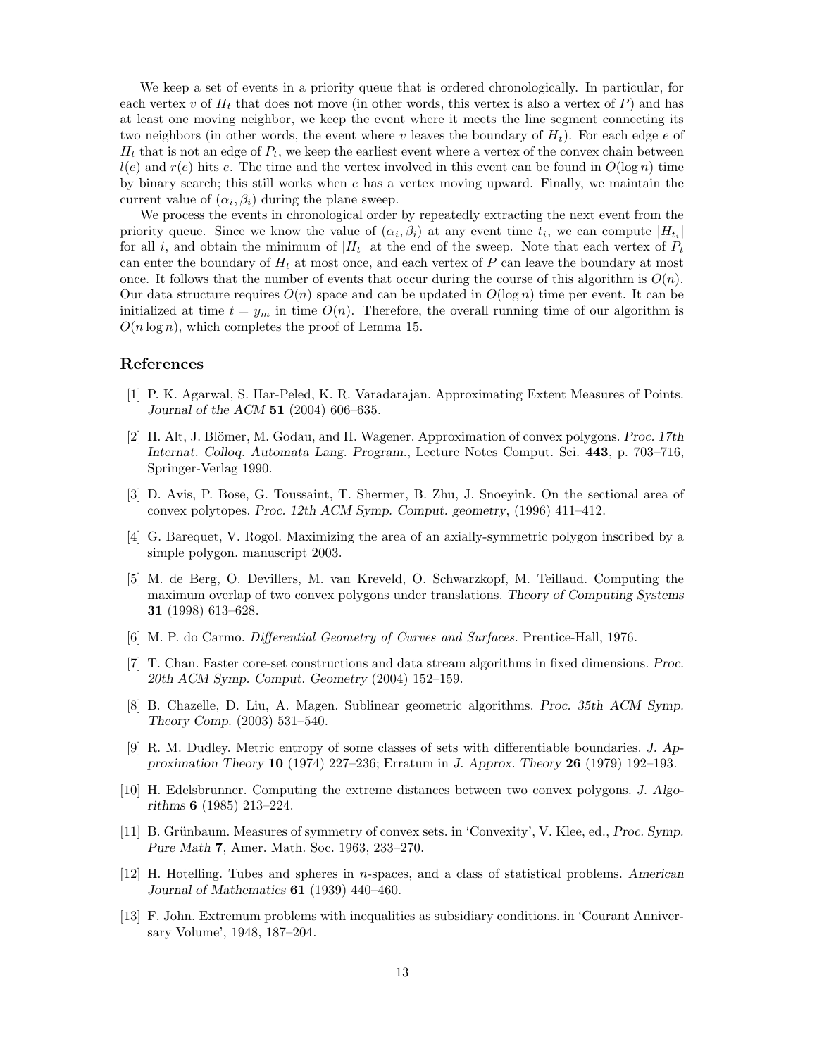We keep a set of events in a priority queue that is ordered chronologically. In particular, for each vertex $v$ of $H_t$ that does not move (in other words, this vertex is also a vertex of $P$) and has at least one moving neighbor, we keep the event where it meets the line segment connecting its two neighbors (in other words, the event where $v$ leaves the boundary of $H_t$). For each edge $e$ of $H_t$ that is not an edge of $P_t$, we keep the earliest event where a vertex of the convex chain between $l(e)$ and $r(e)$ hits $e$. The time and the vertex involved in this event can be found in $O(\log n)$ time by binary search; this still works when $e$ has a vertex moving upward. Finally, we maintain the current value of $(\alpha_i, \beta_i)$ during the plane sweep.

We process the events in chronological order by repeatedly extracting the next event from the priority queue. Since we know the value of $(\alpha_i, \beta_i)$ at any event time $t_i$, we can compute $|H_{t_i}|$ for all $i$, and obtain the minimum of $|H_t|$ at the end of the sweep. Note that each vertex of $P_t$ can enter the boundary of $H_t$ at most once, and each vertex of $P$ can leave the boundary at most once. It follows that the number of events that occur during the course of this algorithm is $O(n)$. Our data structure requires $O(n)$ space and can be updated in $O(\log n)$ time per event. It can be initialized at time $t = y_m$ in time $O(n)$. Therefore, the overall running time of our algorithm is $O(n \log n)$, which completes the proof of Lemma 15.

## References

[1] P. K. Agarwal, S. Har-Peled, K. R. Varadarajan. Approximating Extent Measures of Points. *Journal of the ACM* **51** (2004) 606–635.

[2] H. Alt, J. Blömer, M. Godau, and H. Wagener. Approximation of convex polygons. *Proc. 17th Internat. Colloq. Automata Lang. Program.*, Lecture Notes Comput. Sci. **443**, p. 703–716, Springer-Verlag 1990.

[3] D. Avis, P. Bose, G. Toussaint, T. Shermer, B. Zhu, J. Snoeyink. On the sectional area of convex polytopes. *Proc. 12th ACM Symp. Comput. geometry*, (1996) 411–412.

[4] G. Barequet, V. Rogol. Maximizing the area of an axially-symmetric polygon inscribed by a simple polygon. manuscript 2003.

[5] M. de Berg, O. Devillers, M. van Kreveld, O. Schwarzkopf, M. Teillaud. Computing the maximum overlap of two convex polygons under translations. *Theory of Computing Systems* **31** (1998) 613–628.

[6] M. P. do Carmo. *Differential Geometry of Curves and Surfaces.* Prentice-Hall, 1976.

[7] T. Chan. Faster core-set constructions and data stream algorithms in fixed dimensions. *Proc. 20th ACM Symp. Comput. Geometry* (2004) 152–159.

[8] B. Chazelle, D. Liu, A. Magen. Sublinear geometric algorithms. *Proc. 35th ACM Symp. Theory Comp.* (2003) 531–540.

[9] R. M. Dudley. Metric entropy of some classes of sets with differentiable boundaries. *J. Approximation Theory* **10** (1974) 227–236; Erratum in *J. Approx. Theory* **26** (1979) 192–193.

[10] H. Edelsbrunner. Computing the extreme distances between two convex polygons. *J. Algorithms* **6** (1985) 213–224.

[11] B. Grünbaum. Measures of symmetry of convex sets. in 'Convexity', V. Klee, ed., *Proc. Symp. Pure Math* **7**, Amer. Math. Soc. 1963, 233–270.

[12] H. Hotelling. Tubes and spheres in $n$-spaces, and a class of statistical problems. *American Journal of Mathematics* **61** (1939) 440–460.

[13] F. John. Extremum problems with inequalities as subsidiary conditions. in 'Courant Anniversary Volume', 1948, 187–204.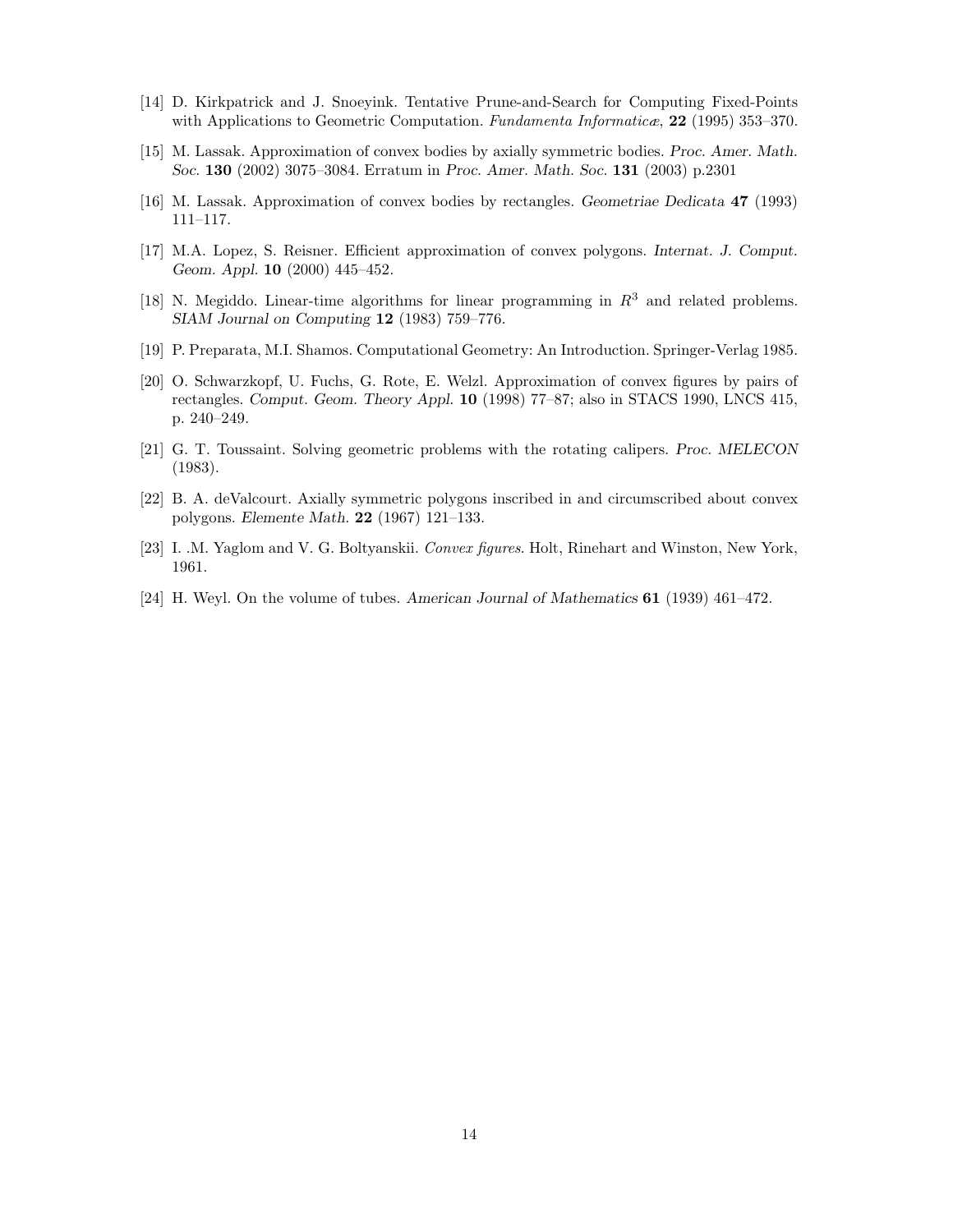[14] D. Kirkpatrick and J. Snoeyink. Tentative Prune-and-Search for Computing Fixed-Points with Applications to Geometric Computation. *Fundamenta Informaticæ*, **22** (1995) 353–370.

[15] M. Lassak. Approximation of convex bodies by axially symmetric bodies. *Proc. Amer. Math. Soc.* **130** (2002) 3075–3084. Erratum in *Proc. Amer. Math. Soc.* **131** (2003) p.2301

[16] M. Lassak. Approximation of convex bodies by rectangles. *Geometriae Dedicata* **47** (1993) 111–117.

[17] M.A. Lopez, S. Reisner. Efficient approximation of convex polygons. *Internat. J. Comput. Geom. Appl.* **10** (2000) 445–452.

[18] N. Megiddo. Linear-time algorithms for linear programming in $R^3$ and related problems. *SIAM Journal on Computing* **12** (1983) 759–776.

[19] P. Preparata, M.I. Shamos. Computational Geometry: An Introduction. Springer-Verlag 1985.

[20] O. Schwarzkopf, U. Fuchs, G. Rote, E. Welzl. Approximation of convex figures by pairs of rectangles. *Comput. Geom. Theory Appl.* **10** (1998) 77–87; also in STACS 1990, LNCS 415, p. 240–249.

[21] G. T. Toussaint. Solving geometric problems with the rotating calipers. *Proc. MELECON* (1983).

[22] B. A. deValcourt. Axially symmetric polygons inscribed in and circumscribed about convex polygons. *Elemente Math.* **22** (1967) 121–133.

[23] I. .M. Yaglom and V. G. Boltyanskii. *Convex figures*. Holt, Rinehart and Winston, New York, 1961.

[24] H. Weyl. On the volume of tubes. *American Journal of Mathematics* **61** (1939) 461–472.